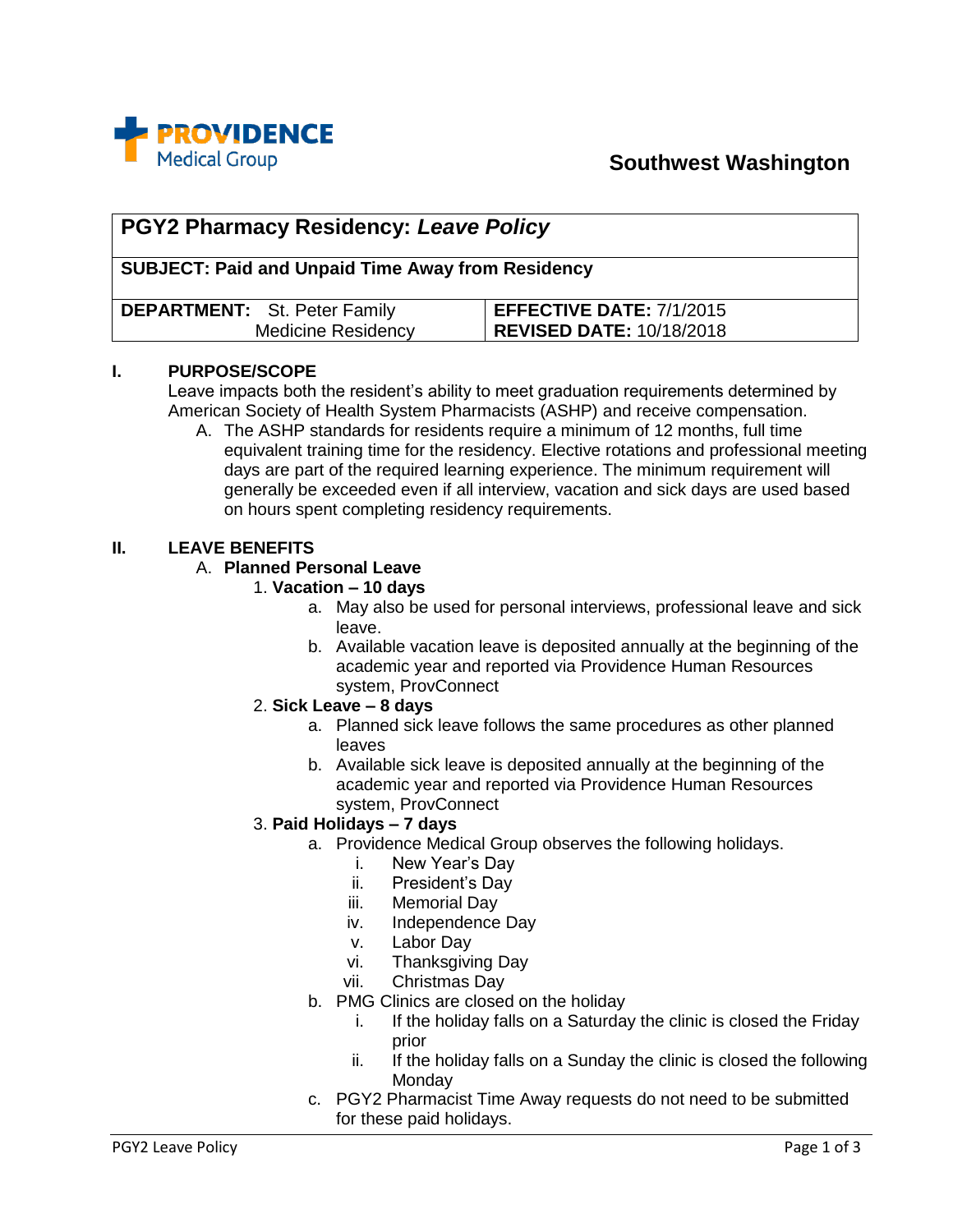PROVIDENCE Medical Group

Southwest Washington

| **PGY2 Pharmacy Residency: *Leave Policy*** | |
|---|---|
| **SUBJECT: Paid and Unpaid Time Away from Residency** | |
| **DEPARTMENT:** St. Peter Family Medicine Residency | **EFFECTIVE DATE:** 7/1/2015 **REVISED DATE:** 10/18/2018 |

## I. PURPOSE/SCOPE

Leave impacts both the resident's ability to meet graduation requirements determined by American Society of Health System Pharmacists (ASHP) and receive compensation.

A. The ASHP standards for residents require a minimum of 12 months, full time equivalent training time for the residency. Elective rotations and professional meeting days are part of the required learning experience. The minimum requirement will generally be exceeded even if all interview, vacation and sick days are used based on hours spent completing residency requirements.

## II. LEAVE BENEFITS

A. **Planned Personal Leave**

1. **Vacation – 10 days**
   a. May also be used for personal interviews, professional leave and sick leave.
   b. Available vacation leave is deposited annually at the beginning of the academic year and reported via Providence Human Resources system, ProvConnect
2. **Sick Leave – 8 days**
   a. Planned sick leave follows the same procedures as other planned leaves
   b. Available sick leave is deposited annually at the beginning of the academic year and reported via Providence Human Resources system, ProvConnect
3. **Paid Holidays – 7 days**
   a. Providence Medical Group observes the following holidays.
      i. New Year's Day
      ii. President's Day
      iii. Memorial Day
      iv. Independence Day
      v. Labor Day
      vi. Thanksgiving Day
      vii. Christmas Day
   b. PMG Clinics are closed on the holiday
      i. If the holiday falls on a Saturday the clinic is closed the Friday prior
      ii. If the holiday falls on a Sunday the clinic is closed the following Monday
   c. PGY2 Pharmacist Time Away requests do not need to be submitted for these paid holidays.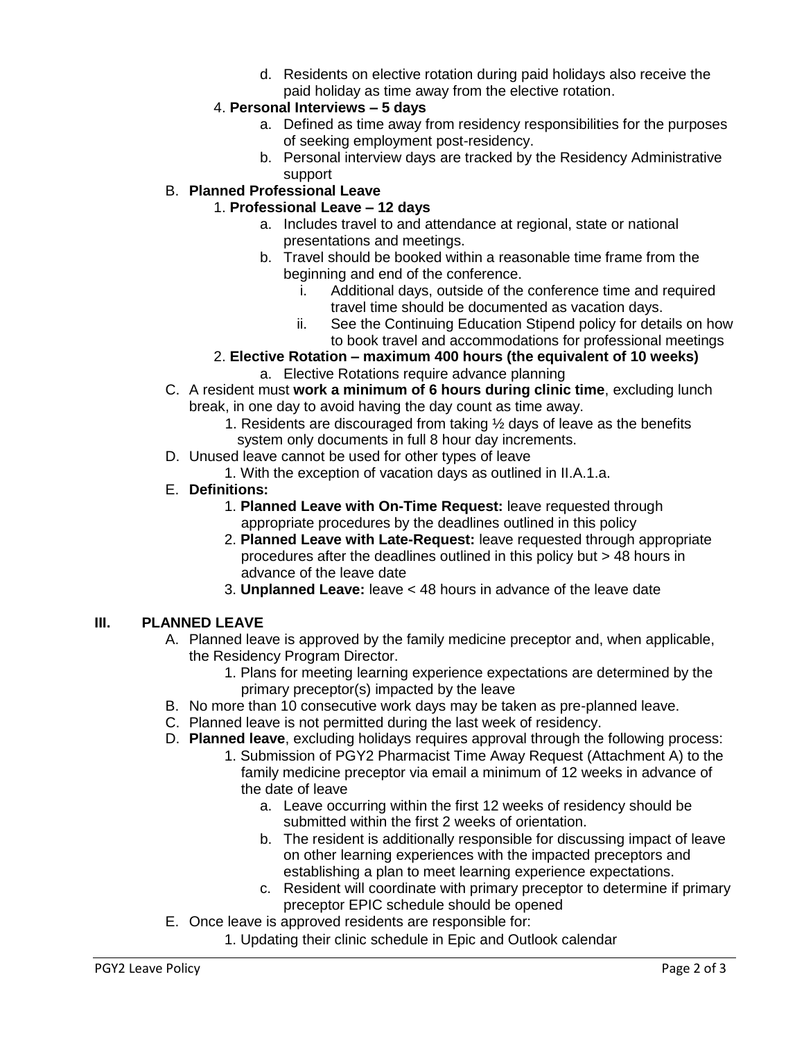d. Residents on elective rotation during paid holidays also receive the paid holiday as time away from the elective rotation.

4. **Personal Interviews – 5 days**
   a. Defined as time away from residency responsibilities for the purposes of seeking employment post-residency.
   b. Personal interview days are tracked by the Residency Administrative support

B. **Planned Professional Leave**

1. **Professional Leave – 12 days**
   a. Includes travel to and attendance at regional, state or national presentations and meetings.
   b. Travel should be booked within a reasonable time frame from the beginning and end of the conference.
      i. Additional days, outside of the conference time and required travel time should be documented as vacation days.
      ii. See the Continuing Education Stipend policy for details on how to book travel and accommodations for professional meetings

2. **Elective Rotation – maximum 400 hours (the equivalent of 10 weeks)**
   a. Elective Rotations require advance planning

C. A resident must **work a minimum of 6 hours during clinic time**, excluding lunch break, in one day to avoid having the day count as time away.
   1. Residents are discouraged from taking ½ days of leave as the benefits system only documents in full 8 hour day increments.

D. Unused leave cannot be used for other types of leave
   1. With the exception of vacation days as outlined in II.A.1.a.

E. **Definitions:**
   1. **Planned Leave with On-Time Request:** leave requested through appropriate procedures by the deadlines outlined in this policy
   2. **Planned Leave with Late-Request:** leave requested through appropriate procedures after the deadlines outlined in this policy but > 48 hours in advance of the leave date
   3. **Unplanned Leave:** leave < 48 hours in advance of the leave date

## III. PLANNED LEAVE

A. Planned leave is approved by the family medicine preceptor and, when applicable, the Residency Program Director.
   1. Plans for meeting learning experience expectations are determined by the primary preceptor(s) impacted by the leave

B. No more than 10 consecutive work days may be taken as pre-planned leave.

C. Planned leave is not permitted during the last week of residency.

D. **Planned leave**, excluding holidays requires approval through the following process:
   1. Submission of PGY2 Pharmacist Time Away Request (Attachment A) to the family medicine preceptor via email a minimum of 12 weeks in advance of the date of leave
      a. Leave occurring within the first 12 weeks of residency should be submitted within the first 2 weeks of orientation.
      b. The resident is additionally responsible for discussing impact of leave on other learning experiences with the impacted preceptors and establishing a plan to meet learning experience expectations.
      c. Resident will coordinate with primary preceptor to determine if primary preceptor EPIC schedule should be opened

E. Once leave is approved residents are responsible for:
   1. Updating their clinic schedule in Epic and Outlook calendar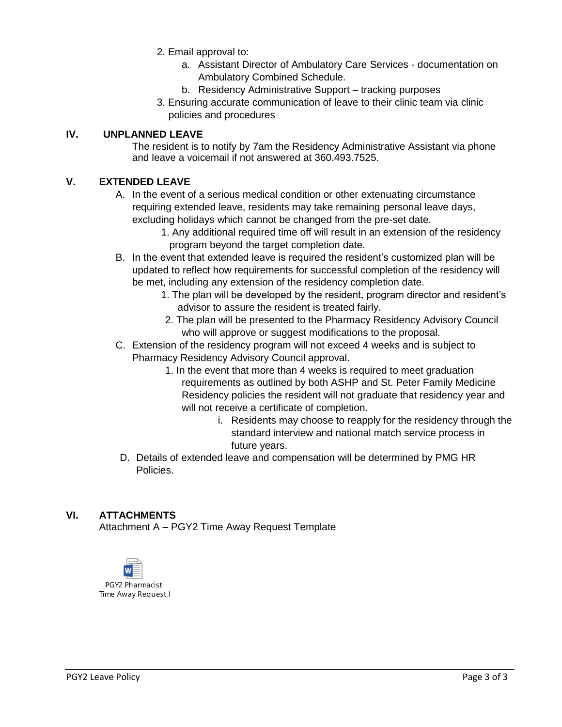2. Email approval to:
    a. Assistant Director of Ambulatory Care Services - documentation on Ambulatory Combined Schedule.
    b. Residency Administrative Support – tracking purposes
3. Ensuring accurate communication of leave to their clinic team via clinic policies and procedures

## IV. UNPLANNED LEAVE

The resident is to notify by 7am the Residency Administrative Assistant via phone and leave a voicemail if not answered at 360.493.7525.

## V. EXTENDED LEAVE

A. In the event of a serious medical condition or other extenuating circumstance requiring extended leave, residents may take remaining personal leave days, excluding holidays which cannot be changed from the pre-set date.
    1. Any additional required time off will result in an extension of the residency program beyond the target completion date.

B. In the event that extended leave is required the resident's customized plan will be updated to reflect how requirements for successful completion of the residency will be met, including any extension of the residency completion date.
    1. The plan will be developed by the resident, program director and resident's advisor to assure the resident is treated fairly.
    2. The plan will be presented to the Pharmacy Residency Advisory Council who will approve or suggest modifications to the proposal.

C. Extension of the residency program will not exceed 4 weeks and is subject to Pharmacy Residency Advisory Council approval.
    1. In the event that more than 4 weeks is required to meet graduation requirements as outlined by both ASHP and St. Peter Family Medicine Residency policies the resident will not graduate that residency year and will not receive a certificate of completion.
        i. Residents may choose to reapply for the residency through the standard interview and national match service process in future years.

D. Details of extended leave and compensation will be determined by PMG HR Policies.

## VI. ATTACHMENTS

Attachment A – PGY2 Time Away Request Template

PGY2 Pharmacist Time Away Request I